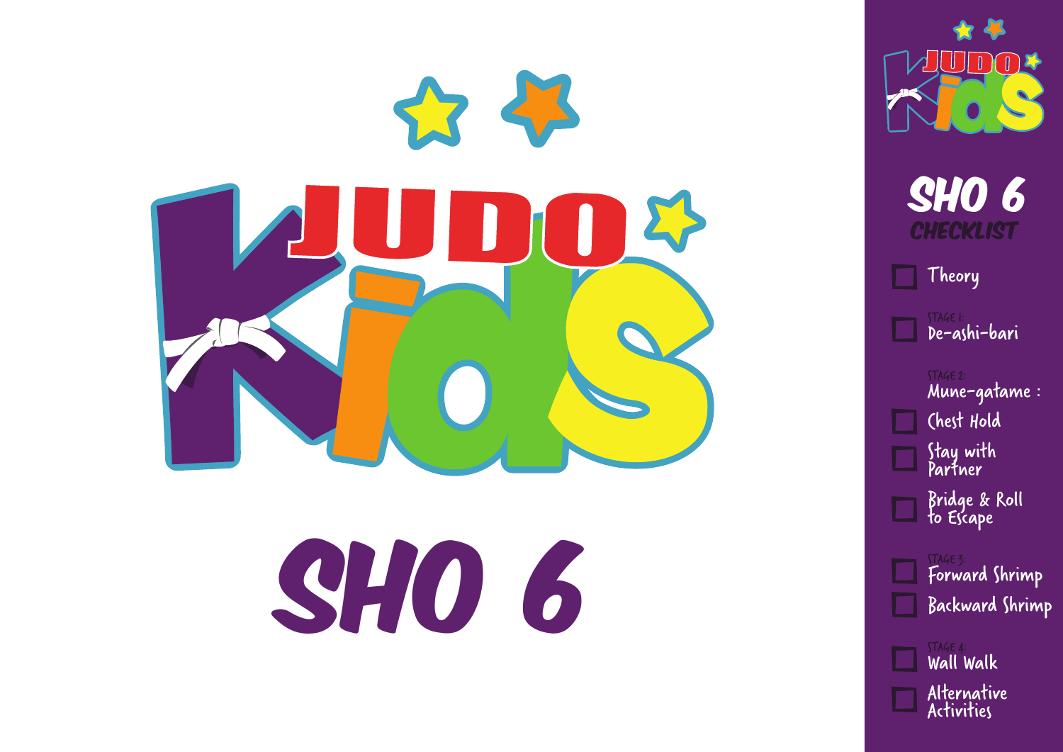# JUDO Kids

# SHO 6

## SHO 6 CHECKLIST

- [ ] Theory

STAGE 1:
- [ ] De-ashi-bari

STAGE 2:
Mune-gatame :
- [ ] Chest Hold
- [ ] Stay with Partner
- [ ] Bridge & Roll to Escape

STAGE 3:
- [ ] Forward Shrimp
- [ ] Backward Shrimp

STAGE 4:
- [ ] Wall Walk
- [ ] Alternative Activities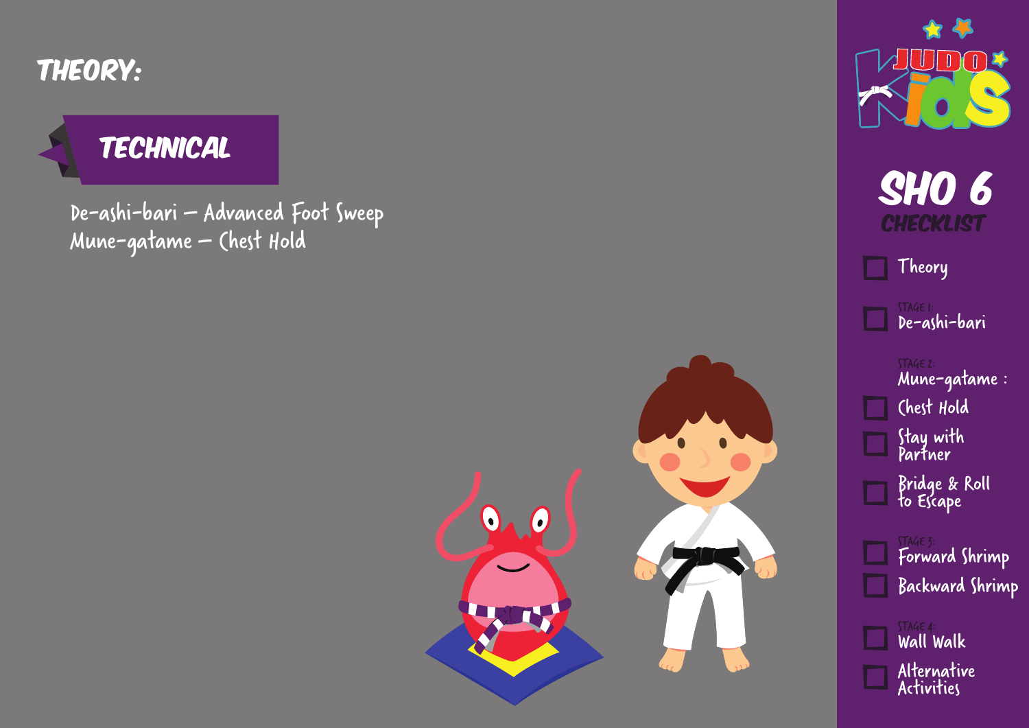# THEORY:

## TECHNICAL

De-ashi-bari – Advanced Foot Sweep
Mune-gatame – Chest Hold

# SHO 6

## CHECKLIST

- [ ] Theory

STAGE 1:
- [ ] De-ashi-bari

STAGE 2:
Mune-gatame :
- [ ] Chest Hold
- [ ] Stay with Partner
- [ ] Bridge & Roll to Escape

STAGE 3:
- [ ] Forward Shrimp
- [ ] Backward Shrimp

STAGE 4:
- [ ] Wall Walk
- [ ] Alternative Activities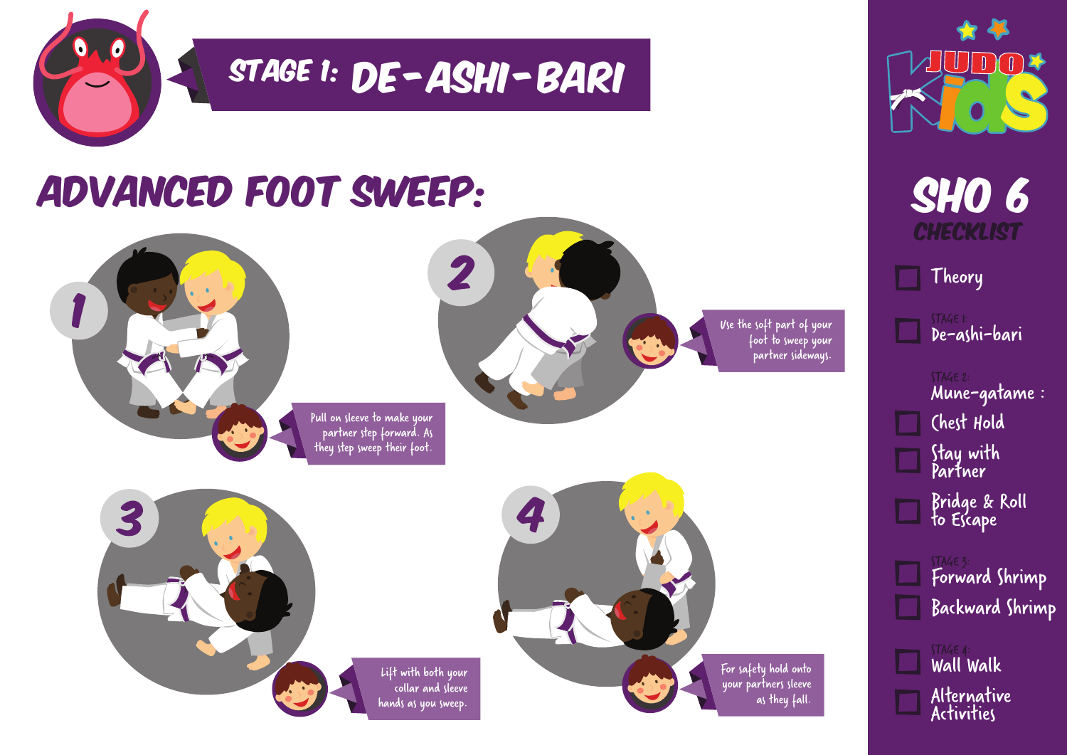# STAGE 1: DE-ASHI-BARI

## ADVANCED FOOT SWEEP:

1. Pull on sleeve to make your partner step forward. As they step sweep their foot.

2. Use the soft part of your foot to sweep your partner sideways.

3. Lift with both your collar and sleeve hands as you sweep.

4. For safety hold onto your partners sleeve as they fall.

---

JUDO Kids

## SHO 6
### CHECKLIST

- [ ] Theory
- [ ] STAGE 1: De-ashi-bari
- STAGE 2: Mune-gatame :
  - [ ] Chest Hold
  - [ ] Stay with Partner
  - [ ] Bridge & Roll to Escape
- STAGE 3:
  - [ ] Forward Shrimp
  - [ ] Backward Shrimp
- STAGE 4:
  - [ ] Wall Walk
  - [ ] Alternative Activities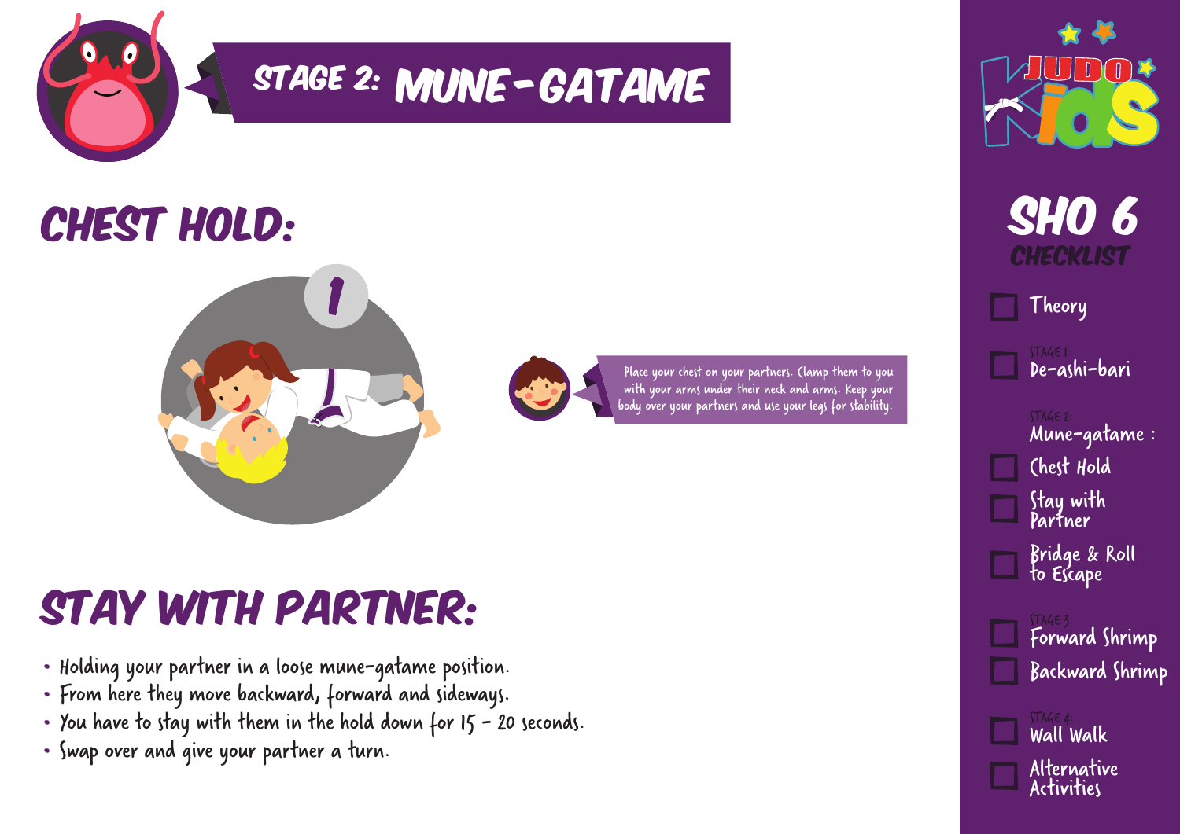# STAGE 2: MUNE-GATAME

## CHEST HOLD:

1

Place your chest on your partners. Clamp them to you with your arms under their neck and arms. Keep your body over your partners and use your legs for stability.

## STAY WITH PARTNER:

- Holding your partner in a loose mune-gatame position.
- From here they move backward, forward and sideways.
- You have to stay with them in the hold down for 15 - 20 seconds.
- Swap over and give your partner a turn.

JUDO Kids

## SHO 6

### CHECKLIST

- [ ] Theory

STAGE 1:
- [ ] De-ashi-bari

STAGE 2:
Mune-gatame :
- [ ] Chest Hold
- [ ] Stay with Partner
- [ ] Bridge & Roll to Escape

STAGE 3:
- [ ] Forward Shrimp
- [ ] Backward Shrimp

STAGE 4:
- [ ] Wall Walk
- [ ] Alternative Activities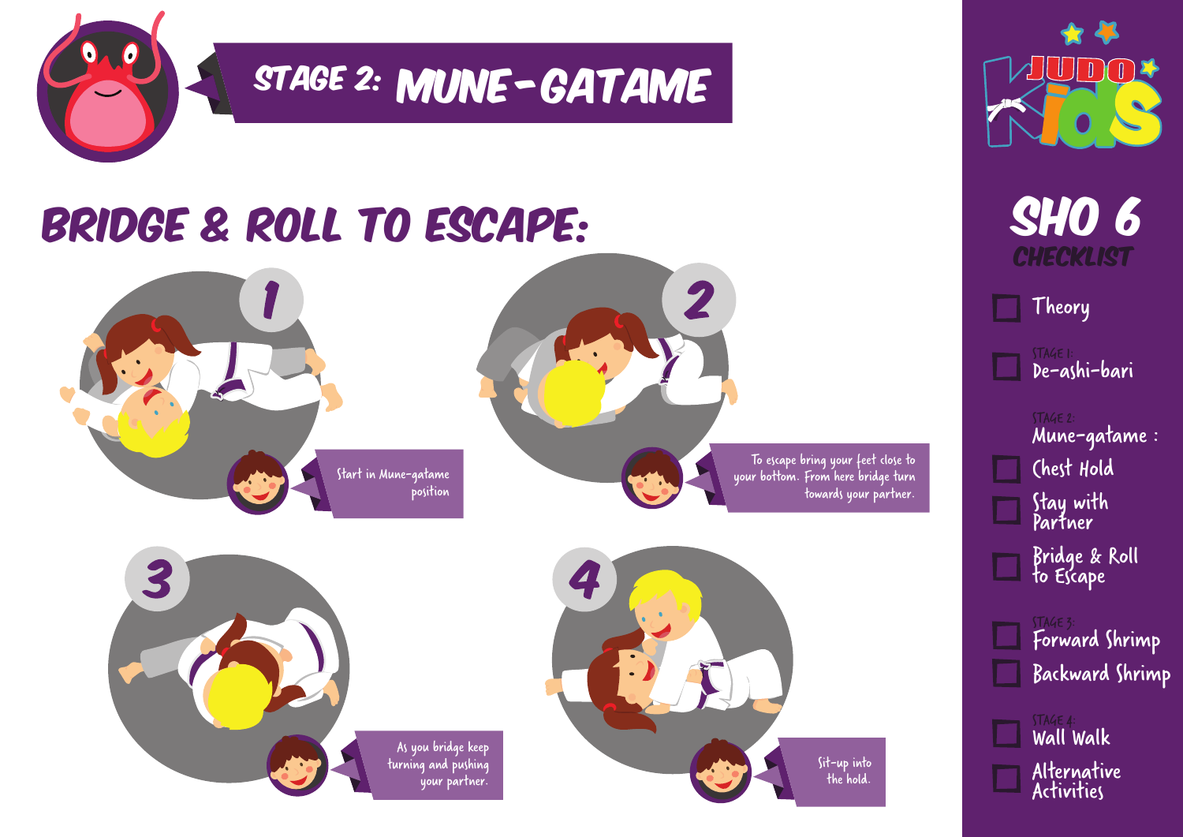# STAGE 2: MUNE-GATAME

## BRIDGE & ROLL TO ESCAPE:

1. Start in Mune-gatame position

2. To escape bring your feet close to your bottom. From here bridge turn towards your partner.

3. As you bridge keep turning and pushing your partner.

4. Sit-up into the hold.

JUDO Kids

## SHO 6 CHECKLIST

- [ ] Theory
- [ ] STAGE 1: De-ashi-bari
- STAGE 2: Mune-gatame :
  - [ ] Chest Hold
  - [ ] Stay with Partner
  - [ ] Bridge & Roll to Escape
- STAGE 3:
  - [ ] Forward Shrimp
  - [ ] Backward Shrimp
- STAGE 4:
  - [ ] Wall Walk
- [ ] Alternative Activities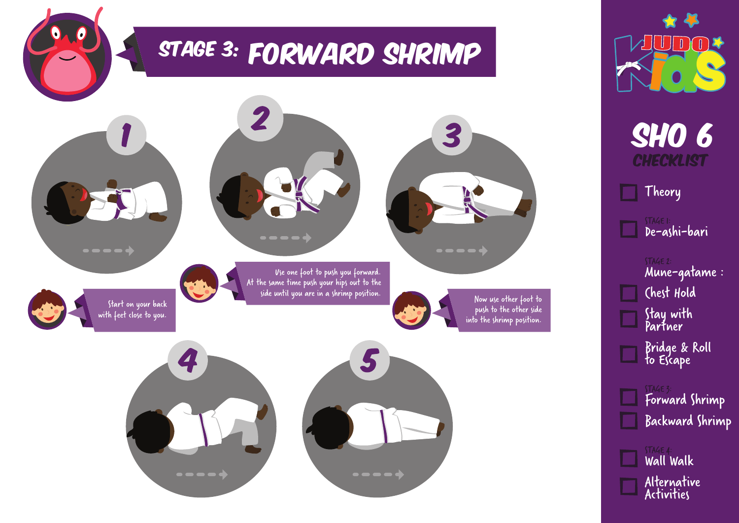# STAGE 3: FORWARD SHRIMP

**1**

Start on your back with feet close to you.

**2**

Use one foot to push you forward. At the same time push your hips out to the side until you are in a shrimp position.

**3**

Now use other foot to push to the other side into the shrimp position.

**4**

**5**

## SHO 6 CHECKLIST

- ☐ Theory
- STAGE 1:
  - ☐ De-ashi-bari
- STAGE 2: Mune-gatame :
  - ☐ Chest Hold
  - ☐ Stay with Partner
  - ☐ Bridge & Roll to Escape
- STAGE 3:
  - ☐ Forward Shrimp
  - ☐ Backward Shrimp
- STAGE 4:
  - ☐ Wall Walk
  - ☐ Alternative Activities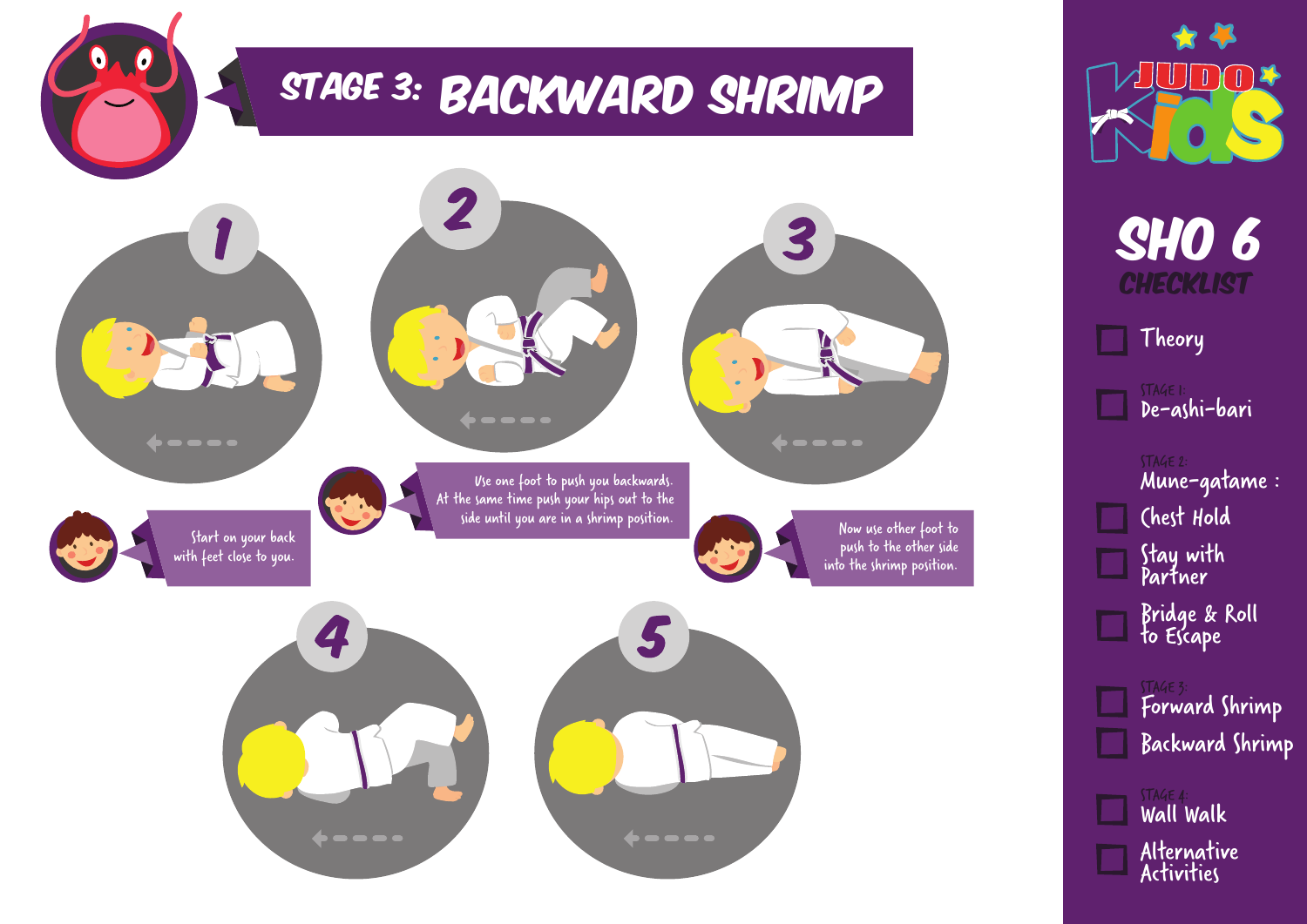# STAGE 3: BACKWARD SHRIMP

1. Start on your back with feet close to you.

2. Use one foot to push you backwards. At the same time push your hips out to the side until you are in a shrimp position.

3. Now use other foot to push to the other side into the shrimp position.

4.

5.

## JUDO Kids

## SHO 6 CHECKLIST

- [ ] Theory

STAGE 1:
- [ ] De-ashi-bari

STAGE 2:
Mune-gatame :
- [ ] Chest Hold
- [ ] Stay with Partner
- [ ] Bridge & Roll to Escape

STAGE 3:
- [ ] Forward Shrimp
- [ ] Backward Shrimp

STAGE 4:
- [ ] Wall Walk
- [ ] Alternative Activities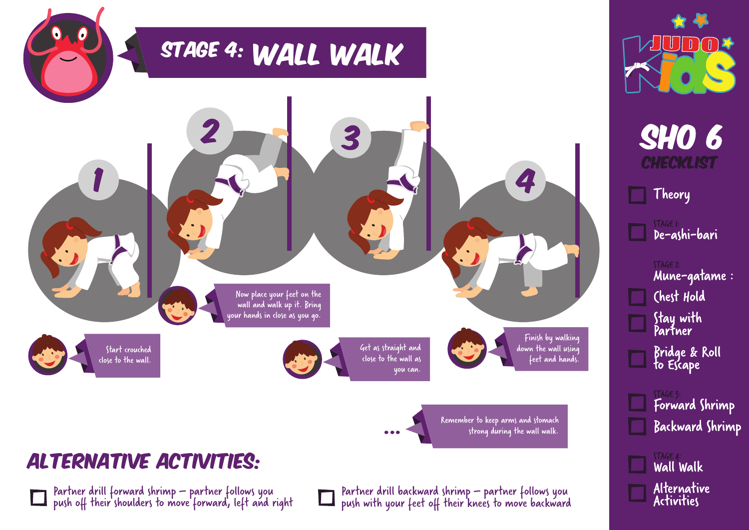# STAGE 4: WALL WALK

1

Start crouched close to the wall.

2

Now place your feet on the wall and walk up it. Bring your hands in close as you go.

3

Get as straight and close to the wall as you can.

4

Finish by walking down the wall using feet and hands.

... Remember to keep arms and stomach strong during the wall walk.

## ALTERNATIVE ACTIVITIES:

- [ ] Partner drill forward shrimp – partner follows you push off their shoulders to move forward, left and right
- [ ] Partner drill backward shrimp – partner follows you push with your feet off their knees to move backward

JUDO Kids

## SHO 6 CHECKLIST

- [ ] Theory

STAGE 1:

- [ ] De-ashi-bari

STAGE 2:

Mune-gatame :

- [ ] Chest Hold
- [ ] Stay with Partner
- [ ] Bridge & Roll to Escape

STAGE 3:

- [ ] Forward Shrimp
- [ ] Backward Shrimp

STAGE 4:

- [ ] Wall Walk
- [ ] Alternative Activities